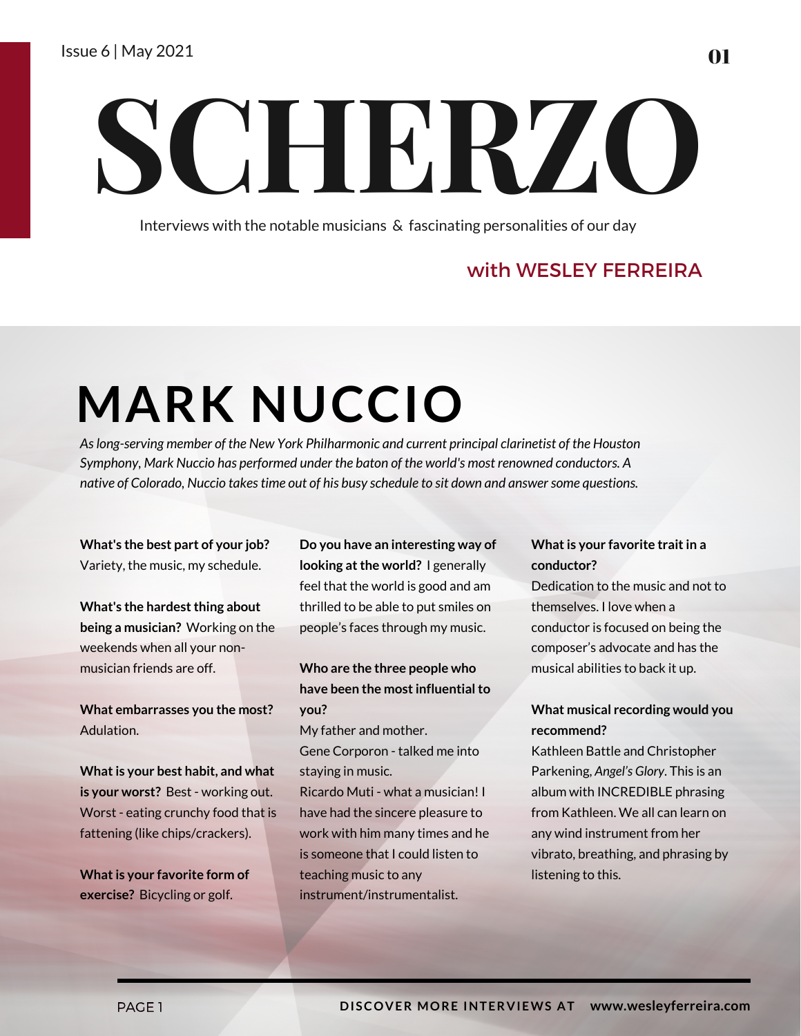# SCHERZO

Interviews with the notable musicians & fascinating personalities of our day

with WESLEY FERREIRA

## MARK NUCCIO

*As long-serving member of the New York Philharmonic and current principal clarinetist of the Houston Symphony, Mark Nuccio has performed under the baton of the world's most renowned conductors. A native of Colorado, Nuccio takes time out of his busy schedule to sit down and answer some questions.*

**What's the best part of your job?** Variety, the music, my schedule.

**What's the hardest thing about being a musician?** Working on the weekends when all your non-musician friends are off.

**What embarrasses you the most?** Adulation.

**What is your best habit, and what is your worst?** Best - working out. Worst - eating crunchy food that is fattening (like chips/crackers).

**What is your favorite form of exercise?** Bicycling or golf.

**Do you have an interesting way of looking at the world?** I generally feel that the world is good and am thrilled to be able to put smiles on people's faces through my music.

**Who are the three people who have been the most influential to you?**
My father and mother.
Gene Corporon - talked me into staying in music.
Ricardo Muti - what a musician! I have had the sincere pleasure to work with him many times and he is someone that I could listen to teaching music to any instrument/instrumentalist.

**What is your favorite trait in a conductor?**
Dedication to the music and not to themselves. I love when a conductor is focused on being the composer's advocate and has the musical abilities to back it up.

**What musical recording would you recommend?**
Kathleen Battle and Christopher Parkening, *Angel's Glory*. This is an album with INCREDIBLE phrasing from Kathleen. We all can learn on any wind instrument from her vibrato, breathing, and phrasing by listening to this.

**DISCOVER MORE INTERVIEWS AT www.wesleyferreira.com**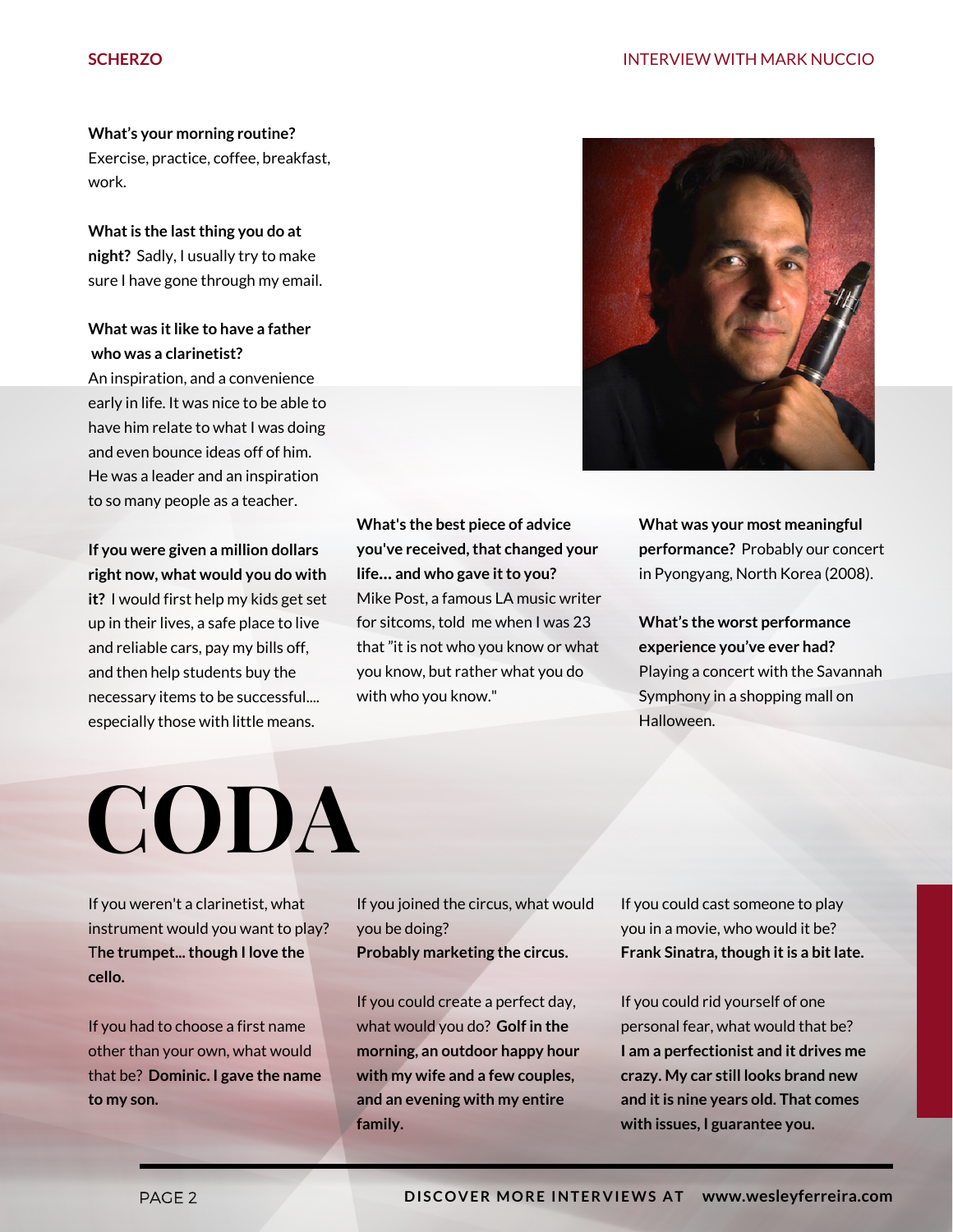**What's your morning routine?** Exercise, practice, coffee, breakfast, work.

**What is the last thing you do at night?** Sadly, I usually try to make sure I have gone through my email.

**What was it like to have a father who was a clarinetist?**
An inspiration, and a convenience early in life. It was nice to be able to have him relate to what I was doing and even bounce ideas off of him. He was a leader and an inspiration to so many people as a teacher.

**If you were given a million dollars right now, what would you do with it?** I would first help my kids get set up in their lives, a safe place to live and reliable cars, pay my bills off, and then help students buy the necessary items to be successful.... especially those with little means.

**What's the best piece of advice you've received, that changed your life... and who gave it to you?**
Mike Post, a famous LA music writer for sitcoms, told me when I was 23 that "it is not who you know or what you know, but rather what you do with who you know."

**What was your most meaningful performance?** Probably our concert in Pyongyang, North Korea (2008).

**What's the worst performance experience you've ever had?**
Playing a concert with the Savannah Symphony in a shopping mall on Halloween.

# CODA

If you weren't a clarinetist, what instrument would you want to play? **The trumpet... though I love the cello.**

If you had to choose a first name other than your own, what would that be? **Dominic. I gave the name to my son.**

If you joined the circus, what would you be doing?
**Probably marketing the circus.**

If you could create a perfect day, what would you do? **Golf in the morning, an outdoor happy hour with my wife and a few couples, and an evening with my entire family.**

If you could cast someone to play you in a movie, who would it be?
**Frank Sinatra, though it is a bit late.**

If you could rid yourself of one personal fear, what would that be?
**I am a perfectionist and it drives me crazy. My car still looks brand new and it is nine years old. That comes with issues, I guarantee you.**

**DISCOVER MORE INTERVIEWS AT www.wesleyferreira.com**